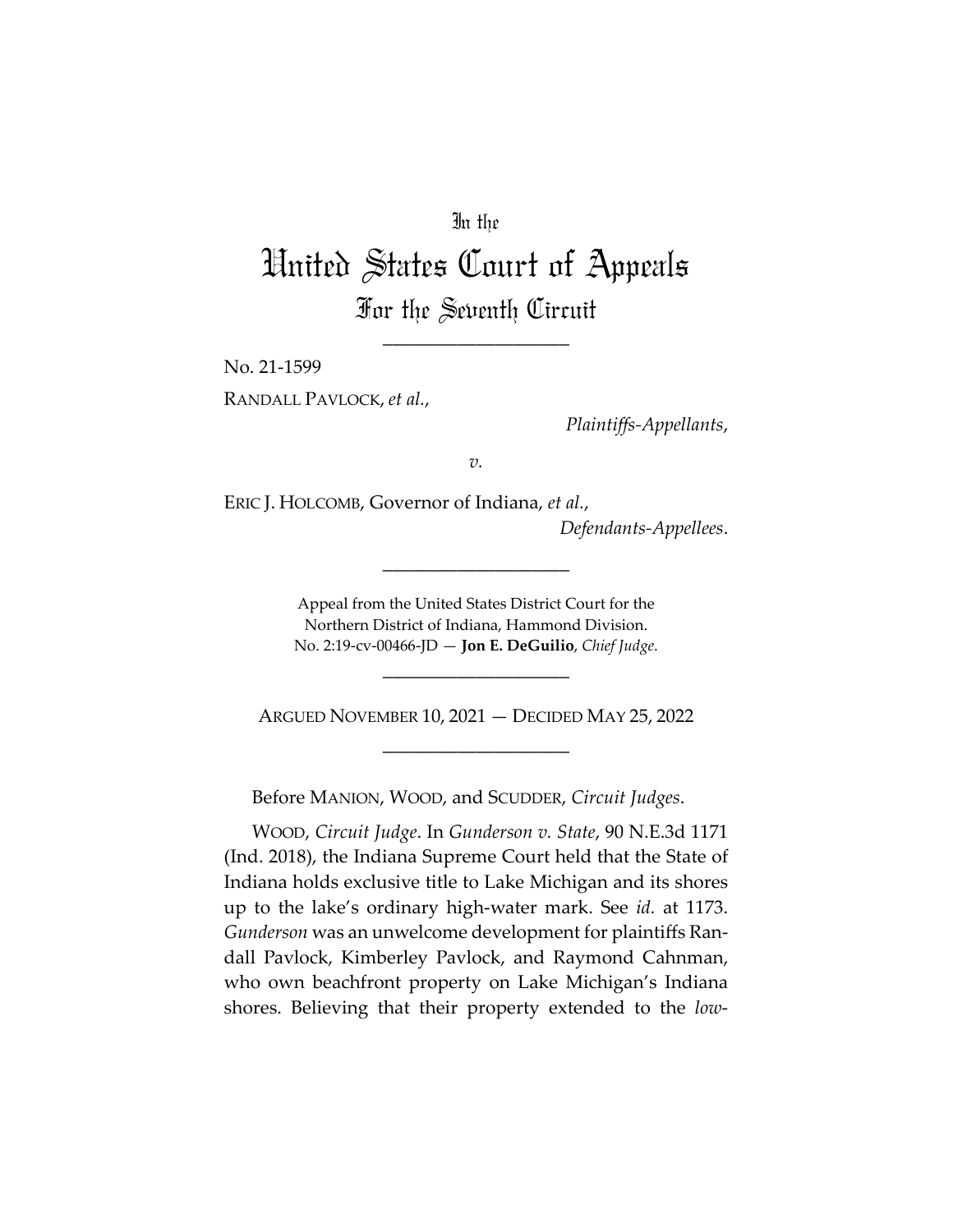In the

# United States Court of Appeals

## For the Seventh Circuit

\_\_\_\_\_\_\_\_\_\_\_\_\_\_\_\_\_\_\_\_

No. 21-1599

RANDALL PAVLOCK, *et al.*,

*Plaintiffs-Appellants*,

*v.*

ERIC J. HOLCOMB, Governor of Indiana, *et al.*,

*Defendants-Appellees*.

\_\_\_\_\_\_\_\_\_\_\_\_\_\_\_\_\_\_\_\_

Appeal from the United States District Court for the Northern District of Indiana, Hammond Division.
No. 2:19-cv-00466-JD — **Jon E. DeGuilio**, *Chief Judge*.

\_\_\_\_\_\_\_\_\_\_\_\_\_\_\_\_\_\_\_\_

ARGUED NOVEMBER 10, 2021 — DECIDED MAY 25, 2022

\_\_\_\_\_\_\_\_\_\_\_\_\_\_\_\_\_\_\_\_

Before MANION, WOOD, and SCUDDER, *Circuit Judges*.

WOOD, *Circuit Judge*. In *Gunderson v. State*, 90 N.E.3d 1171 (Ind. 2018), the Indiana Supreme Court held that the State of Indiana holds exclusive title to Lake Michigan and its shores up to the lake's ordinary high-water mark. See *id.* at 1173. *Gunderson* was an unwelcome development for plaintiffs Randall Pavlock, Kimberley Pavlock, and Raymond Cahnman, who own beachfront property on Lake Michigan's Indiana shores. Believing that their property extended to the *low-*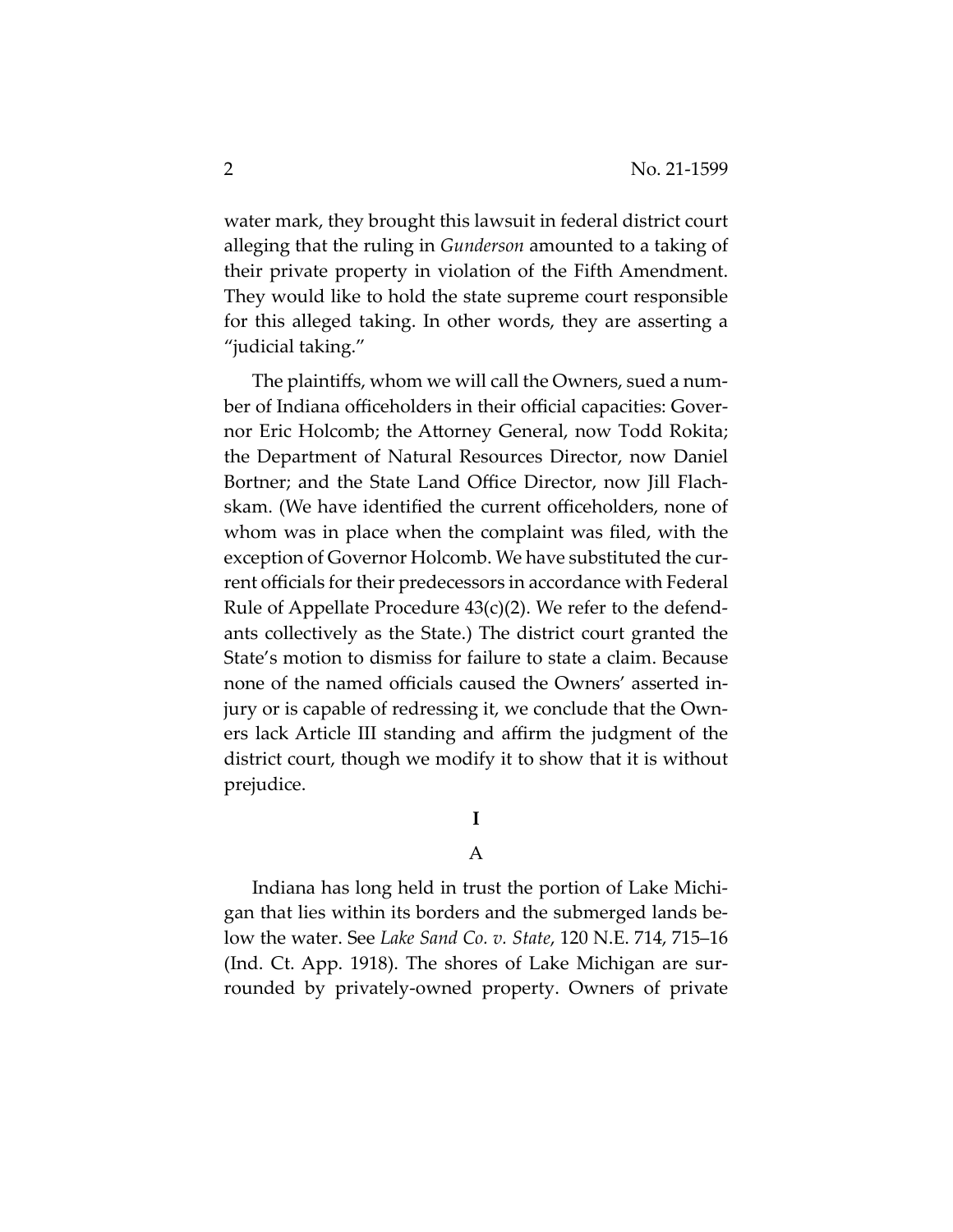water mark, they brought this lawsuit in federal district court alleging that the ruling in *Gunderson* amounted to a taking of their private property in violation of the Fifth Amendment. They would like to hold the state supreme court responsible for this alleged taking. In other words, they are asserting a "judicial taking."

The plaintiffs, whom we will call the Owners, sued a number of Indiana officeholders in their official capacities: Governor Eric Holcomb; the Attorney General, now Todd Rokita; the Department of Natural Resources Director, now Daniel Bortner; and the State Land Office Director, now Jill Flachskam. (We have identified the current officeholders, none of whom was in place when the complaint was filed, with the exception of Governor Holcomb. We have substituted the current officials for their predecessors in accordance with Federal Rule of Appellate Procedure 43(c)(2). We refer to the defendants collectively as the State.) The district court granted the State's motion to dismiss for failure to state a claim. Because none of the named officials caused the Owners' asserted injury or is capable of redressing it, we conclude that the Owners lack Article III standing and affirm the judgment of the district court, though we modify it to show that it is without prejudice.

# I

## A

Indiana has long held in trust the portion of Lake Michigan that lies within its borders and the submerged lands below the water. See *Lake Sand Co. v. State*, 120 N.E. 714, 715–16 (Ind. Ct. App. 1918). The shores of Lake Michigan are surrounded by privately-owned property. Owners of private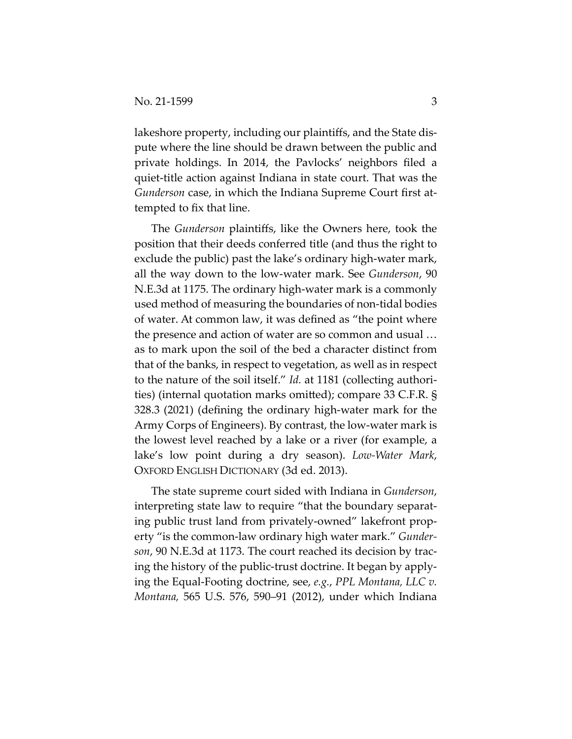lakeshore property, including our plaintiffs, and the State dispute where the line should be drawn between the public and private holdings. In 2014, the Pavlocks' neighbors filed a quiet-title action against Indiana in state court. That was the *Gunderson* case, in which the Indiana Supreme Court first attempted to fix that line.

The *Gunderson* plaintiffs, like the Owners here, took the position that their deeds conferred title (and thus the right to exclude the public) past the lake's ordinary high-water mark, all the way down to the low-water mark. See *Gunderson*, 90 N.E.3d at 1175. The ordinary high-water mark is a commonly used method of measuring the boundaries of non-tidal bodies of water. At common law, it was defined as "the point where the presence and action of water are so common and usual … as to mark upon the soil of the bed a character distinct from that of the banks, in respect to vegetation, as well as in respect to the nature of the soil itself." *Id.* at 1181 (collecting authorities) (internal quotation marks omitted); compare 33 C.F.R. § 328.3 (2021) (defining the ordinary high-water mark for the Army Corps of Engineers). By contrast, the low-water mark is the lowest level reached by a lake or a river (for example, a lake's low point during a dry season). *Low-Water Mark*, OXFORD ENGLISH DICTIONARY (3d ed. 2013).

The state supreme court sided with Indiana in *Gunderson*, interpreting state law to require "that the boundary separating public trust land from privately-owned" lakefront property "is the common-law ordinary high water mark." *Gunderson*, 90 N.E.3d at 1173. The court reached its decision by tracing the history of the public-trust doctrine. It began by applying the Equal-Footing doctrine, see, *e.g.*, *PPL Montana, LLC v. Montana*, 565 U.S. 576, 590–91 (2012), under which Indiana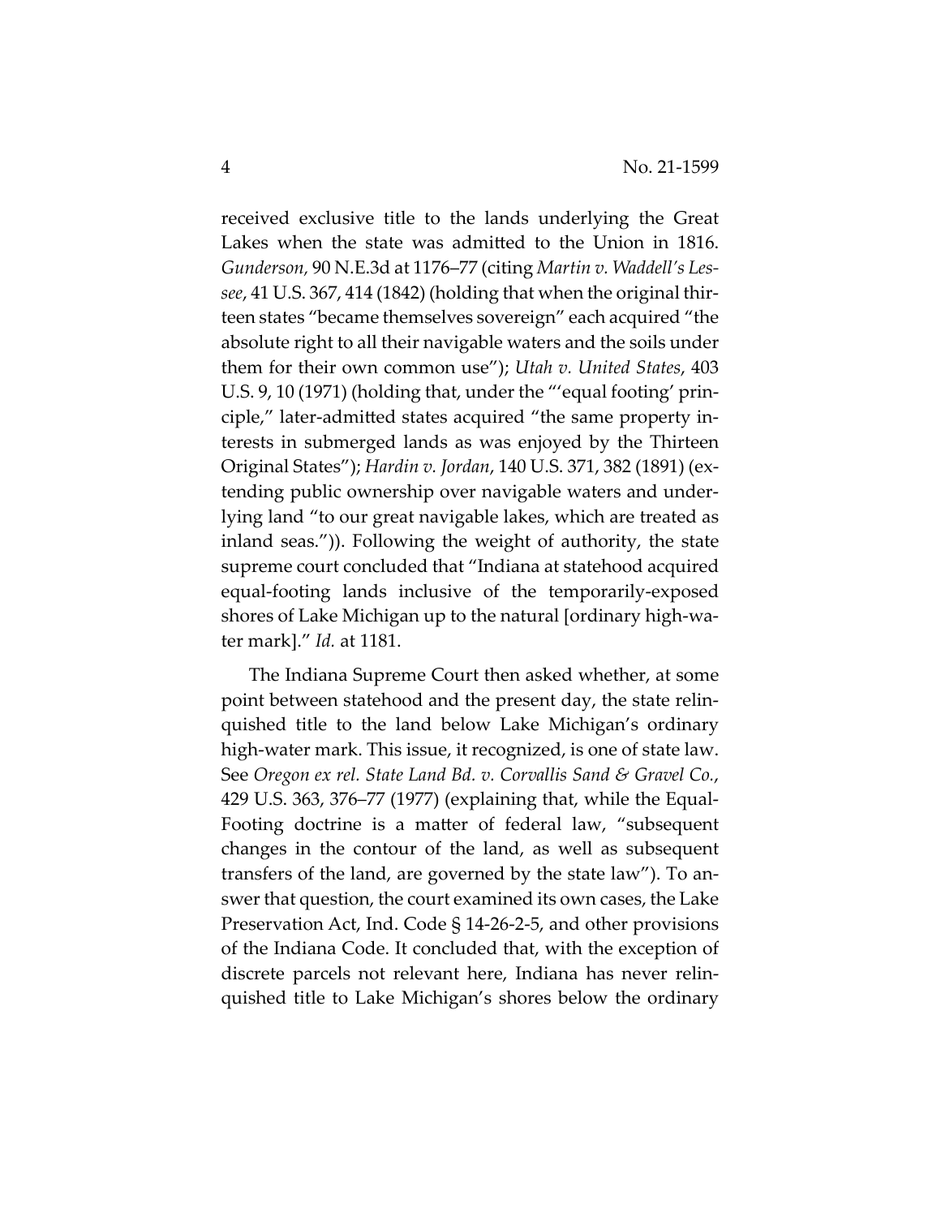received exclusive title to the lands underlying the Great Lakes when the state was admitted to the Union in 1816. *Gunderson*, 90 N.E.3d at 1176–77 (citing *Martin v. Waddell's Lessee*, 41 U.S. 367, 414 (1842) (holding that when the original thirteen states "became themselves sovereign" each acquired "the absolute right to all their navigable waters and the soils under them for their own common use"); *Utah v. United States*, 403 U.S. 9, 10 (1971) (holding that, under the "'equal footing' principle," later-admitted states acquired "the same property interests in submerged lands as was enjoyed by the Thirteen Original States"); *Hardin v. Jordan*, 140 U.S. 371, 382 (1891) (extending public ownership over navigable waters and underlying land "to our great navigable lakes, which are treated as inland seas.")). Following the weight of authority, the state supreme court concluded that "Indiana at statehood acquired equal-footing lands inclusive of the temporarily-exposed shores of Lake Michigan up to the natural [ordinary high-water mark]." *Id.* at 1181.

The Indiana Supreme Court then asked whether, at some point between statehood and the present day, the state relinquished title to the land below Lake Michigan's ordinary high-water mark. This issue, it recognized, is one of state law. See *Oregon ex rel. State Land Bd. v. Corvallis Sand & Gravel Co.*, 429 U.S. 363, 376–77 (1977) (explaining that, while the Equal-Footing doctrine is a matter of federal law, "subsequent changes in the contour of the land, as well as subsequent transfers of the land, are governed by the state law"). To answer that question, the court examined its own cases, the Lake Preservation Act, Ind. Code § 14-26-2-5, and other provisions of the Indiana Code. It concluded that, with the exception of discrete parcels not relevant here, Indiana has never relinquished title to Lake Michigan's shores below the ordinary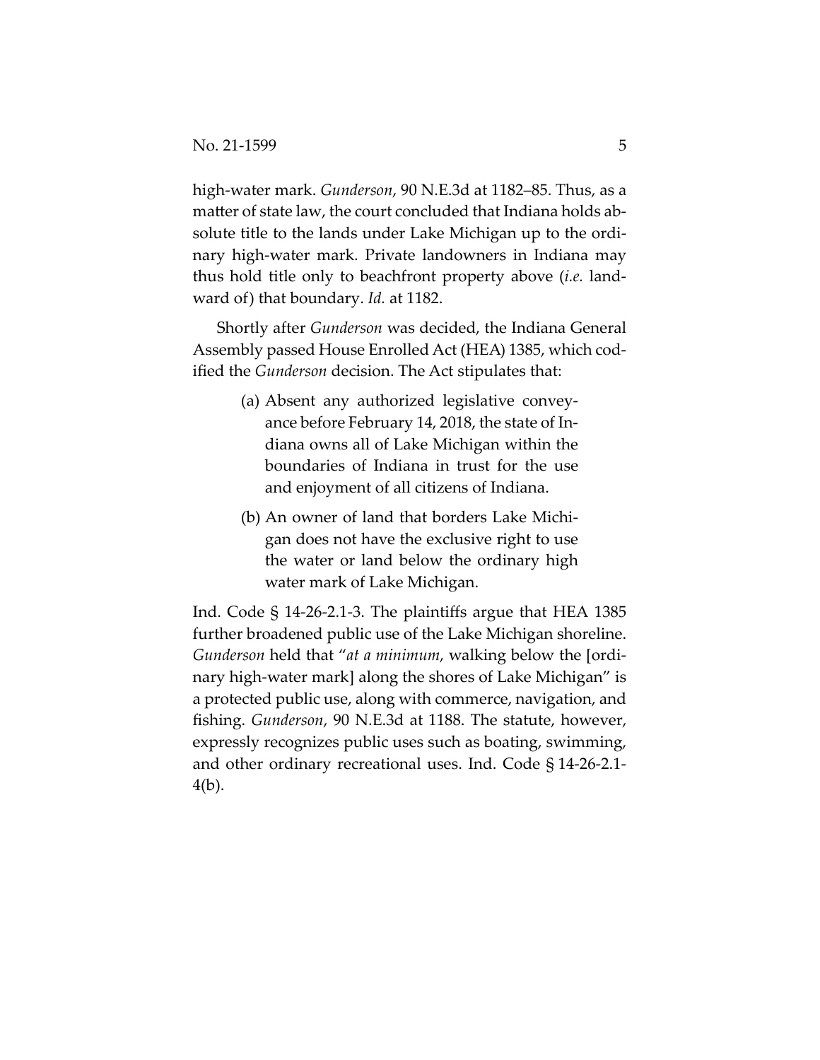high-water mark. *Gunderson*, 90 N.E.3d at 1182–85. Thus, as a matter of state law, the court concluded that Indiana holds absolute title to the lands under Lake Michigan up to the ordinary high-water mark. Private landowners in Indiana may thus hold title only to beachfront property above (*i.e.* landward of) that boundary. *Id.* at 1182.

Shortly after *Gunderson* was decided, the Indiana General Assembly passed House Enrolled Act (HEA) 1385, which codified the *Gunderson* decision. The Act stipulates that:

> (a) Absent any authorized legislative conveyance before February 14, 2018, the state of Indiana owns all of Lake Michigan within the boundaries of Indiana in trust for the use and enjoyment of all citizens of Indiana.
>
> (b) An owner of land that borders Lake Michigan does not have the exclusive right to use the water or land below the ordinary high water mark of Lake Michigan.

Ind. Code § 14-26-2.1-3. The plaintiffs argue that HEA 1385 further broadened public use of the Lake Michigan shoreline. *Gunderson* held that "*at a minimum*, walking below the [ordinary high-water mark] along the shores of Lake Michigan" is a protected public use, along with commerce, navigation, and fishing. *Gunderson*, 90 N.E.3d at 1188. The statute, however, expressly recognizes public uses such as boating, swimming, and other ordinary recreational uses. Ind. Code § 14-26-2.1-4(b).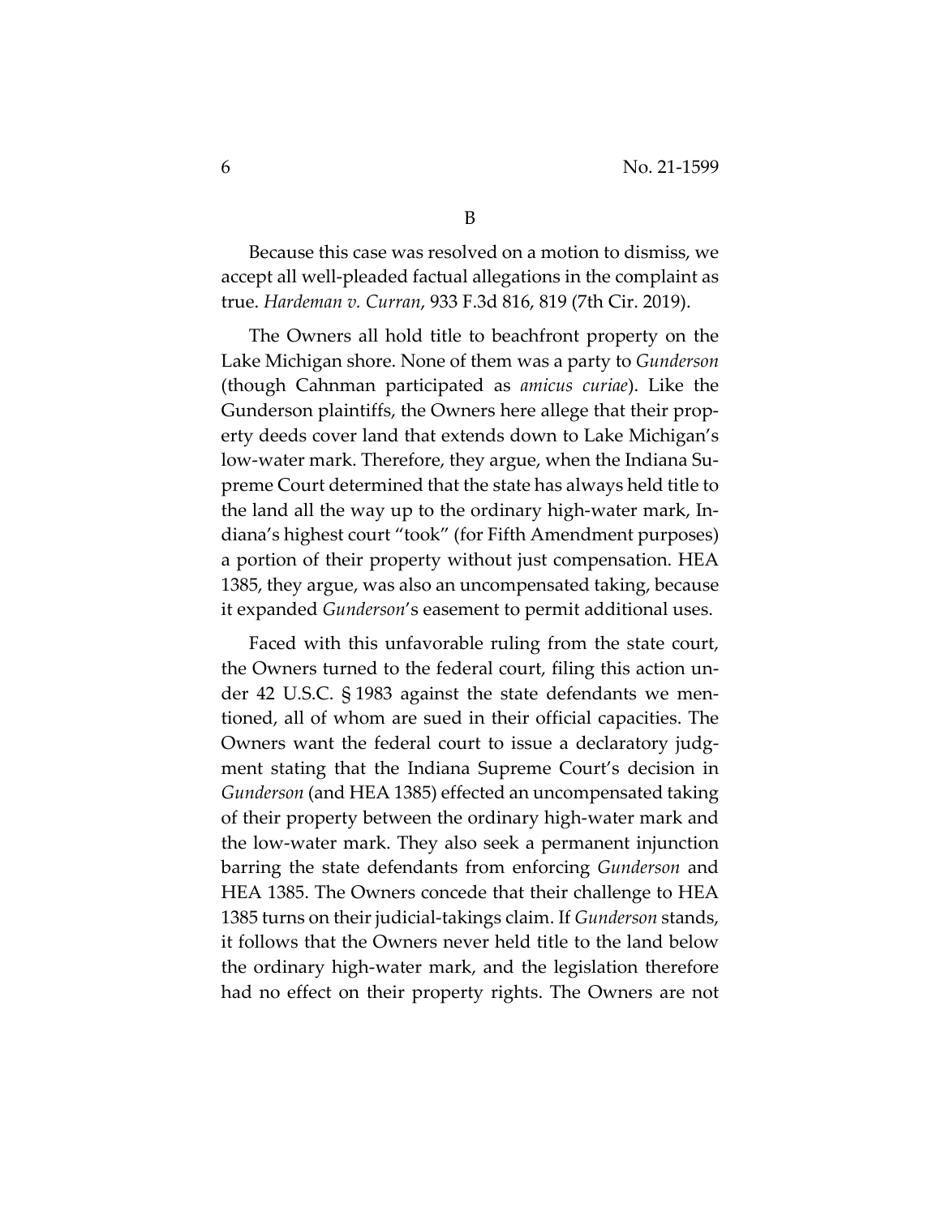## B

Because this case was resolved on a motion to dismiss, we accept all well-pleaded factual allegations in the complaint as true. *Hardeman v. Curran*, 933 F.3d 816, 819 (7th Cir. 2019).

The Owners all hold title to beachfront property on the Lake Michigan shore. None of them was a party to *Gunderson* (though Cahnman participated as *amicus curiae*). Like the Gunderson plaintiffs, the Owners here allege that their property deeds cover land that extends down to Lake Michigan's low-water mark. Therefore, they argue, when the Indiana Supreme Court determined that the state has always held title to the land all the way up to the ordinary high-water mark, Indiana's highest court "took" (for Fifth Amendment purposes) a portion of their property without just compensation. HEA 1385, they argue, was also an uncompensated taking, because it expanded *Gunderson*'s easement to permit additional uses.

Faced with this unfavorable ruling from the state court, the Owners turned to the federal court, filing this action under 42 U.S.C. § 1983 against the state defendants we mentioned, all of whom are sued in their official capacities. The Owners want the federal court to issue a declaratory judgment stating that the Indiana Supreme Court's decision in *Gunderson* (and HEA 1385) effected an uncompensated taking of their property between the ordinary high-water mark and the low-water mark. They also seek a permanent injunction barring the state defendants from enforcing *Gunderson* and HEA 1385. The Owners concede that their challenge to HEA 1385 turns on their judicial-takings claim. If *Gunderson* stands, it follows that the Owners never held title to the land below the ordinary high-water mark, and the legislation therefore had no effect on their property rights. The Owners are not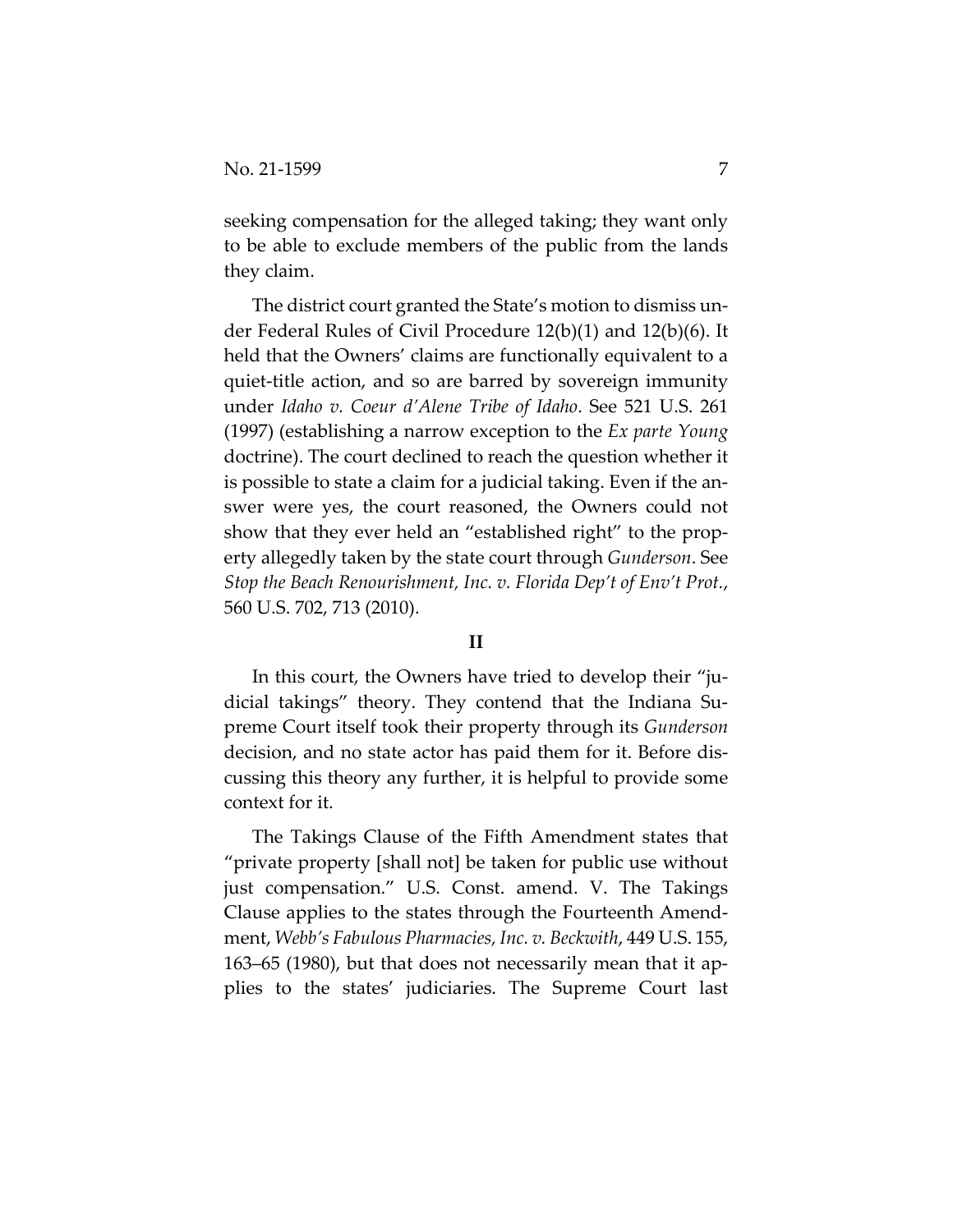seeking compensation for the alleged taking; they want only to be able to exclude members of the public from the lands they claim.

The district court granted the State's motion to dismiss under Federal Rules of Civil Procedure 12(b)(1) and 12(b)(6). It held that the Owners' claims are functionally equivalent to a quiet-title action, and so are barred by sovereign immunity under *Idaho v. Coeur d'Alene Tribe of Idaho*. See 521 U.S. 261 (1997) (establishing a narrow exception to the *Ex parte Young* doctrine). The court declined to reach the question whether it is possible to state a claim for a judicial taking. Even if the answer were yes, the court reasoned, the Owners could not show that they ever held an "established right" to the property allegedly taken by the state court through *Gunderson*. See *Stop the Beach Renourishment, Inc. v. Florida Dep't of Env't Prot.*, 560 U.S. 702, 713 (2010).

## II

In this court, the Owners have tried to develop their "judicial takings" theory. They contend that the Indiana Supreme Court itself took their property through its *Gunderson* decision, and no state actor has paid them for it. Before discussing this theory any further, it is helpful to provide some context for it.

The Takings Clause of the Fifth Amendment states that "private property [shall not] be taken for public use without just compensation." U.S. Const. amend. V. The Takings Clause applies to the states through the Fourteenth Amendment, *Webb's Fabulous Pharmacies, Inc. v. Beckwith*, 449 U.S. 155, 163–65 (1980), but that does not necessarily mean that it applies to the states' judiciaries. The Supreme Court last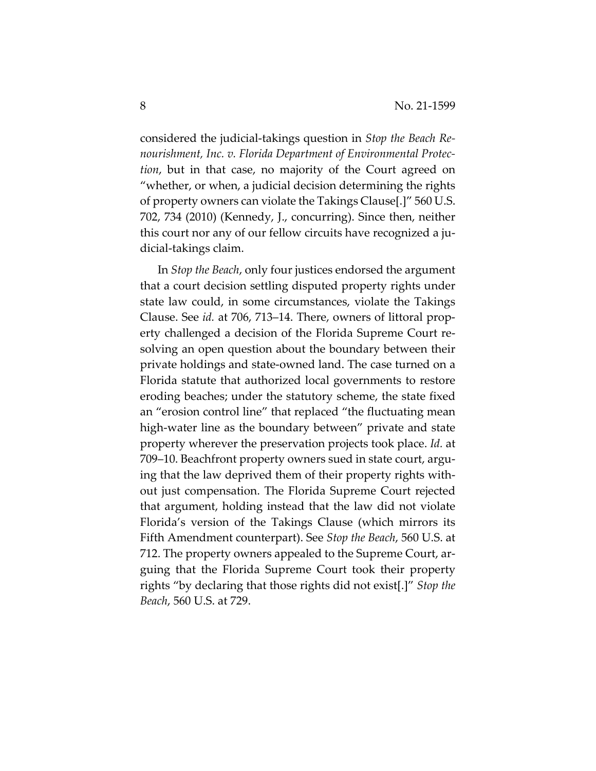considered the judicial-takings question in *Stop the Beach Renourishment, Inc. v. Florida Department of Environmental Protection*, but in that case, no majority of the Court agreed on "whether, or when, a judicial decision determining the rights of property owners can violate the Takings Clause[.]" 560 U.S. 702, 734 (2010) (Kennedy, J., concurring). Since then, neither this court nor any of our fellow circuits have recognized a judicial-takings claim.

In *Stop the Beach*, only four justices endorsed the argument that a court decision settling disputed property rights under state law could, in some circumstances, violate the Takings Clause. See *id.* at 706, 713–14. There, owners of littoral property challenged a decision of the Florida Supreme Court resolving an open question about the boundary between their private holdings and state-owned land. The case turned on a Florida statute that authorized local governments to restore eroding beaches; under the statutory scheme, the state fixed an "erosion control line" that replaced "the fluctuating mean high-water line as the boundary between" private and state property wherever the preservation projects took place. *Id.* at 709–10. Beachfront property owners sued in state court, arguing that the law deprived them of their property rights without just compensation. The Florida Supreme Court rejected that argument, holding instead that the law did not violate Florida's version of the Takings Clause (which mirrors its Fifth Amendment counterpart). See *Stop the Beach*, 560 U.S. at 712. The property owners appealed to the Supreme Court, arguing that the Florida Supreme Court took their property rights "by declaring that those rights did not exist[.]" *Stop the Beach*, 560 U.S. at 729.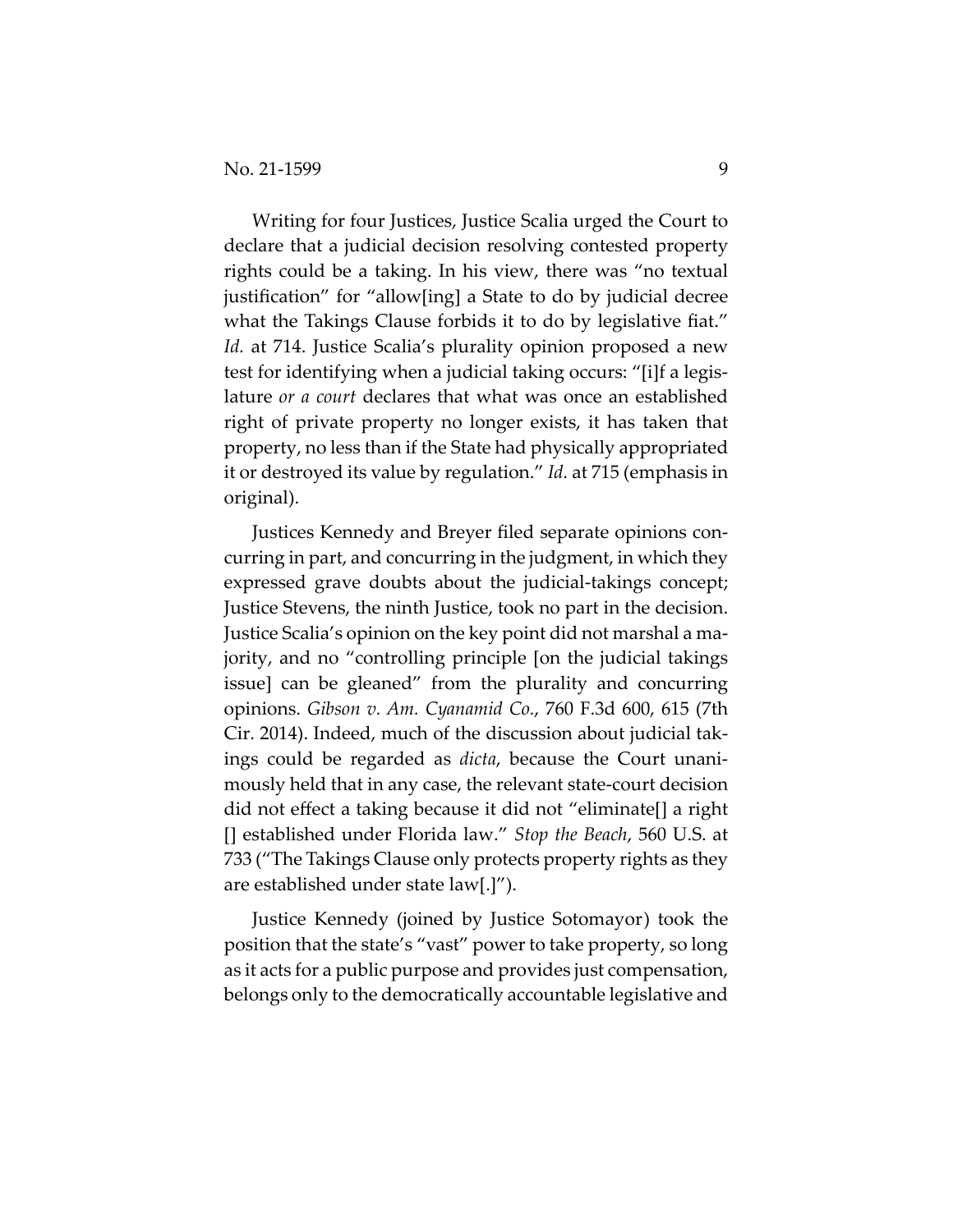Writing for four Justices, Justice Scalia urged the Court to declare that a judicial decision resolving contested property rights could be a taking. In his view, there was "no textual justification" for "allow[ing] a State to do by judicial decree what the Takings Clause forbids it to do by legislative fiat." *Id.* at 714. Justice Scalia's plurality opinion proposed a new test for identifying when a judicial taking occurs: "[i]f a legislature *or a court* declares that what was once an established right of private property no longer exists, it has taken that property, no less than if the State had physically appropriated it or destroyed its value by regulation." *Id.* at 715 (emphasis in original).

Justices Kennedy and Breyer filed separate opinions concurring in part, and concurring in the judgment, in which they expressed grave doubts about the judicial-takings concept; Justice Stevens, the ninth Justice, took no part in the decision. Justice Scalia's opinion on the key point did not marshal a majority, and no "controlling principle [on the judicial takings issue] can be gleaned" from the plurality and concurring opinions. *Gibson v. Am. Cyanamid Co.*, 760 F.3d 600, 615 (7th Cir. 2014). Indeed, much of the discussion about judicial takings could be regarded as *dicta*, because the Court unanimously held that in any case, the relevant state-court decision did not effect a taking because it did not "eliminate[] a right [] established under Florida law." *Stop the Beach*, 560 U.S. at 733 ("The Takings Clause only protects property rights as they are established under state law[.]").

Justice Kennedy (joined by Justice Sotomayor) took the position that the state's "vast" power to take property, so long as it acts for a public purpose and provides just compensation, belongs only to the democratically accountable legislative and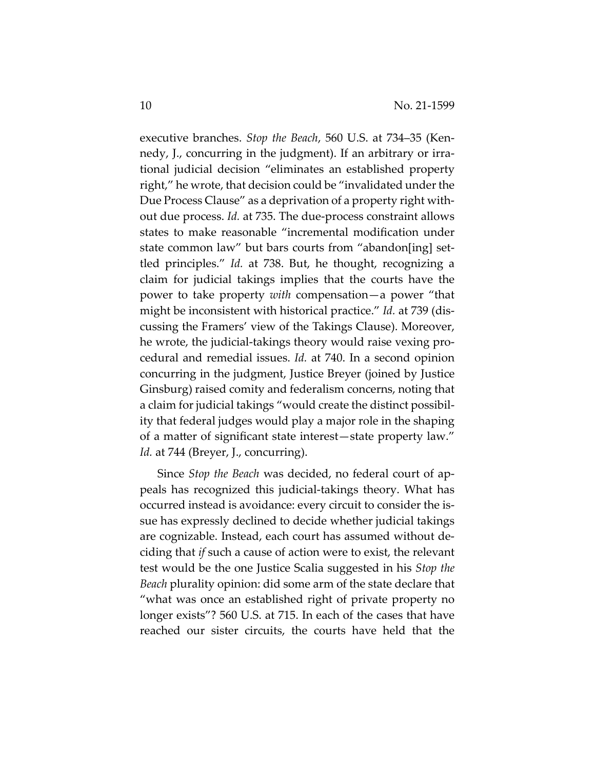executive branches. *Stop the Beach*, 560 U.S. at 734–35 (Kennedy, J., concurring in the judgment). If an arbitrary or irrational judicial decision "eliminates an established property right," he wrote, that decision could be "invalidated under the Due Process Clause" as a deprivation of a property right without due process. *Id.* at 735. The due-process constraint allows states to make reasonable "incremental modification under state common law" but bars courts from "abandon[ing] settled principles." *Id.* at 738. But, he thought, recognizing a claim for judicial takings implies that the courts have the power to take property *with* compensation—a power "that might be inconsistent with historical practice." *Id.* at 739 (discussing the Framers' view of the Takings Clause). Moreover, he wrote, the judicial-takings theory would raise vexing procedural and remedial issues. *Id.* at 740. In a second opinion concurring in the judgment, Justice Breyer (joined by Justice Ginsburg) raised comity and federalism concerns, noting that a claim for judicial takings "would create the distinct possibility that federal judges would play a major role in the shaping of a matter of significant state interest—state property law." *Id.* at 744 (Breyer, J., concurring).

Since *Stop the Beach* was decided, no federal court of appeals has recognized this judicial-takings theory. What has occurred instead is avoidance: every circuit to consider the issue has expressly declined to decide whether judicial takings are cognizable. Instead, each court has assumed without deciding that *if* such a cause of action were to exist, the relevant test would be the one Justice Scalia suggested in his *Stop the Beach* plurality opinion: did some arm of the state declare that "what was once an established right of private property no longer exists"? 560 U.S. at 715. In each of the cases that have reached our sister circuits, the courts have held that the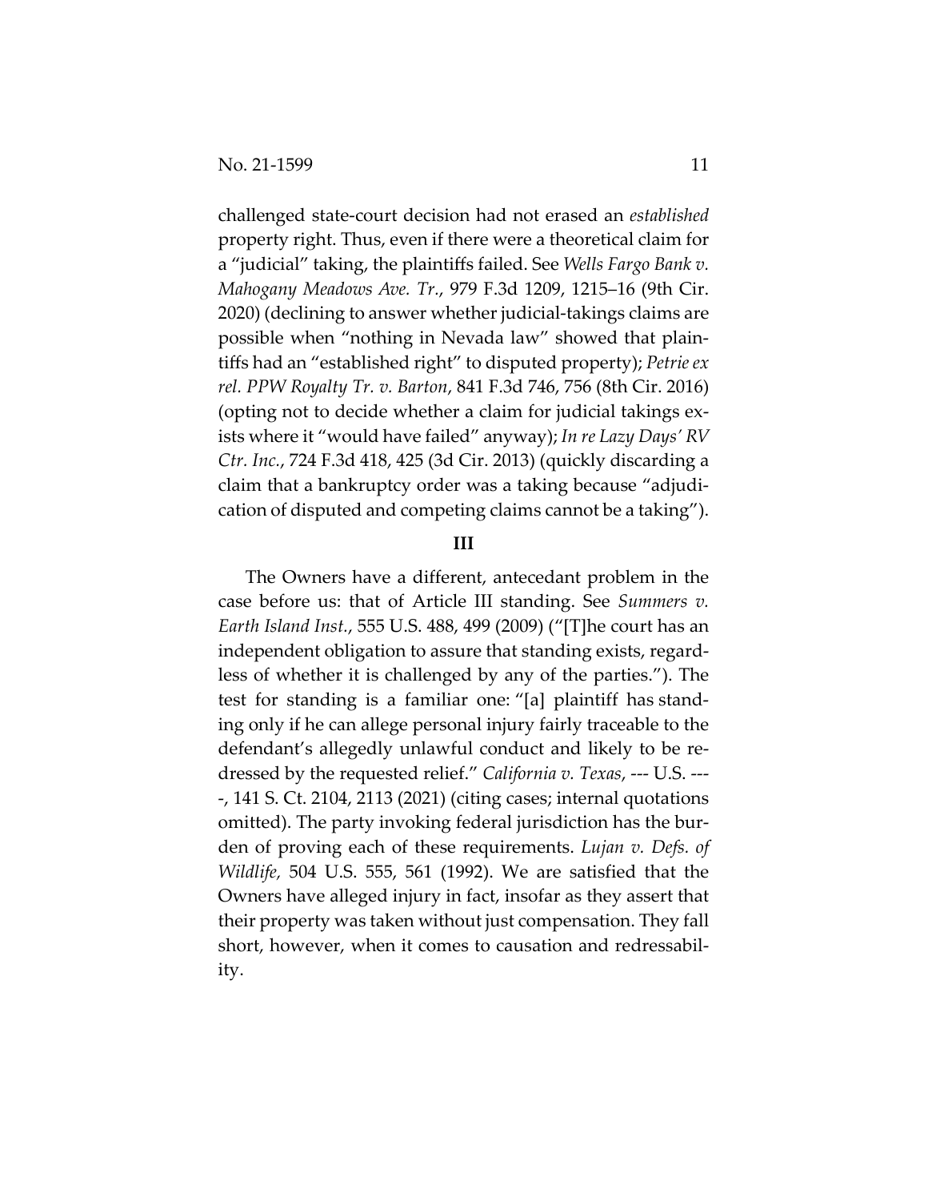challenged state-court decision had not erased an *established* property right. Thus, even if there were a theoretical claim for a "judicial" taking, the plaintiffs failed. See *Wells Fargo Bank v. Mahogany Meadows Ave. Tr.*, 979 F.3d 1209, 1215–16 (9th Cir. 2020) (declining to answer whether judicial-takings claims are possible when "nothing in Nevada law" showed that plaintiffs had an "established right" to disputed property); *Petrie ex rel. PPW Royalty Tr. v. Barton*, 841 F.3d 746, 756 (8th Cir. 2016) (opting not to decide whether a claim for judicial takings exists where it "would have failed" anyway); *In re Lazy Days' RV Ctr. Inc.*, 724 F.3d 418, 425 (3d Cir. 2013) (quickly discarding a claim that a bankruptcy order was a taking because "adjudication of disputed and competing claims cannot be a taking").

**III**

The Owners have a different, antecedant problem in the case before us: that of Article III standing. See *Summers v. Earth Island Inst.*, 555 U.S. 488, 499 (2009) ("[T]he court has an independent obligation to assure that standing exists, regardless of whether it is challenged by any of the parties."). The test for standing is a familiar one: "[a] plaintiff has standing only if he can allege personal injury fairly traceable to the defendant's allegedly unlawful conduct and likely to be redressed by the requested relief." *California v. Texas*, --- U.S. ----, 141 S. Ct. 2104, 2113 (2021) (citing cases; internal quotations omitted). The party invoking federal jurisdiction has the burden of proving each of these requirements. *Lujan v. Defs. of Wildlife,* 504 U.S. 555, 561 (1992). We are satisfied that the Owners have alleged injury in fact, insofar as they assert that their property was taken without just compensation. They fall short, however, when it comes to causation and redressability.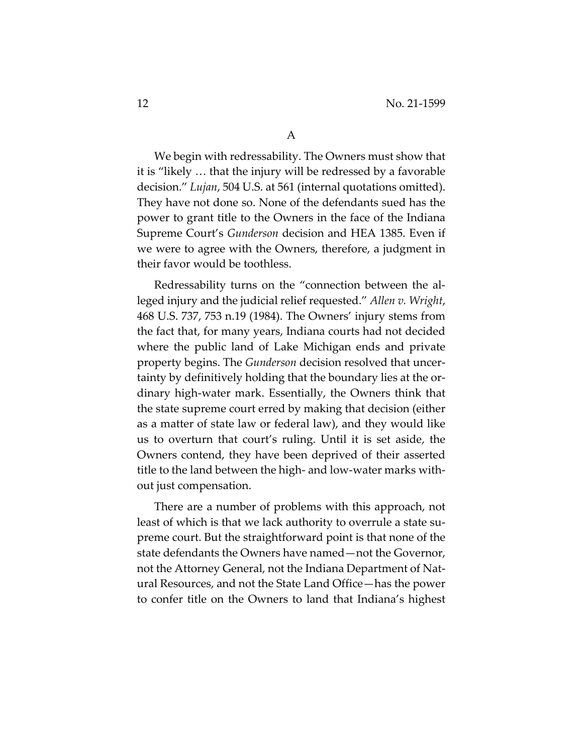### A

We begin with redressability. The Owners must show that it is "likely … that the injury will be redressed by a favorable decision." *Lujan*, 504 U.S. at 561 (internal quotations omitted). They have not done so. None of the defendants sued has the power to grant title to the Owners in the face of the Indiana Supreme Court's *Gunderson* decision and HEA 1385. Even if we were to agree with the Owners, therefore, a judgment in their favor would be toothless.

Redressability turns on the "connection between the alleged injury and the judicial relief requested." *Allen v. Wright*, 468 U.S. 737, 753 n.19 (1984). The Owners' injury stems from the fact that, for many years, Indiana courts had not decided where the public land of Lake Michigan ends and private property begins. The *Gunderson* decision resolved that uncertainty by definitively holding that the boundary lies at the ordinary high-water mark. Essentially, the Owners think that the state supreme court erred by making that decision (either as a matter of state law or federal law), and they would like us to overturn that court's ruling. Until it is set aside, the Owners contend, they have been deprived of their asserted title to the land between the high- and low-water marks without just compensation.

There are a number of problems with this approach, not least of which is that we lack authority to overrule a state supreme court. But the straightforward point is that none of the state defendants the Owners have named—not the Governor, not the Attorney General, not the Indiana Department of Natural Resources, and not the State Land Office—has the power to confer title on the Owners to land that Indiana's highest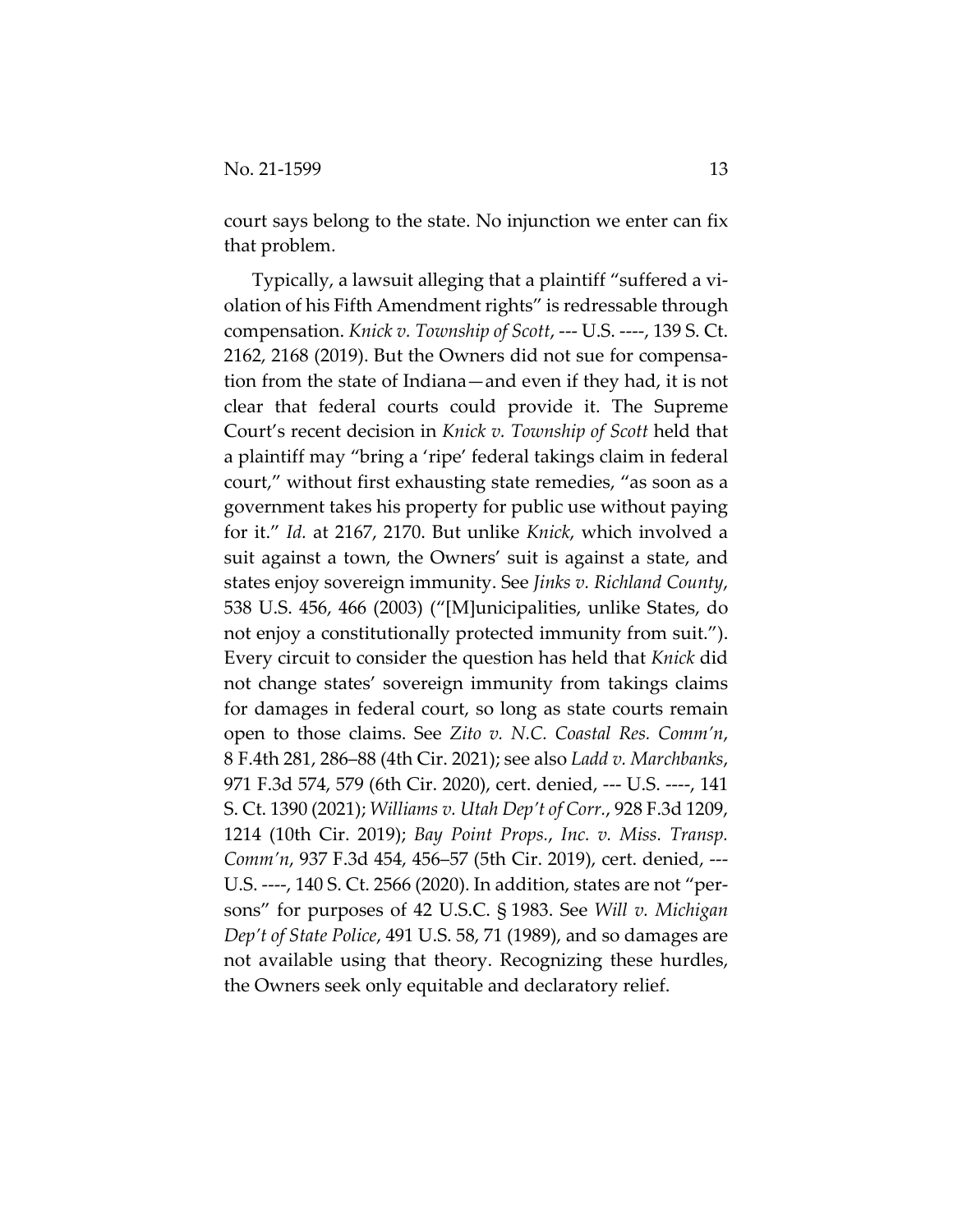court says belong to the state. No injunction we enter can fix that problem.

Typically, a lawsuit alleging that a plaintiff "suffered a violation of his Fifth Amendment rights" is redressable through compensation. *Knick v. Township of Scott*, --- U.S. ----, 139 S. Ct. 2162, 2168 (2019). But the Owners did not sue for compensation from the state of Indiana—and even if they had, it is not clear that federal courts could provide it. The Supreme Court's recent decision in *Knick v. Township of Scott* held that a plaintiff may "bring a 'ripe' federal takings claim in federal court," without first exhausting state remedies, "as soon as a government takes his property for public use without paying for it." *Id.* at 2167, 2170. But unlike *Knick*, which involved a suit against a town, the Owners' suit is against a state, and states enjoy sovereign immunity. See *Jinks v. Richland County*, 538 U.S. 456, 466 (2003) ("[M]unicipalities, unlike States, do not enjoy a constitutionally protected immunity from suit."). Every circuit to consider the question has held that *Knick* did not change states' sovereign immunity from takings claims for damages in federal court, so long as state courts remain open to those claims. See *Zito v. N.C. Coastal Res. Comm'n*, 8 F.4th 281, 286–88 (4th Cir. 2021); see also *Ladd v. Marchbanks*, 971 F.3d 574, 579 (6th Cir. 2020), cert. denied, --- U.S. ----, 141 S. Ct. 1390 (2021); *Williams v. Utah Dep't of Corr.*, 928 F.3d 1209, 1214 (10th Cir. 2019); *Bay Point Props., Inc. v. Miss. Transp. Comm'n*, 937 F.3d 454, 456–57 (5th Cir. 2019), cert. denied, --- U.S. ----, 140 S. Ct. 2566 (2020). In addition, states are not "persons" for purposes of 42 U.S.C. § 1983. See *Will v. Michigan Dep't of State Police*, 491 U.S. 58, 71 (1989), and so damages are not available using that theory. Recognizing these hurdles, the Owners seek only equitable and declaratory relief.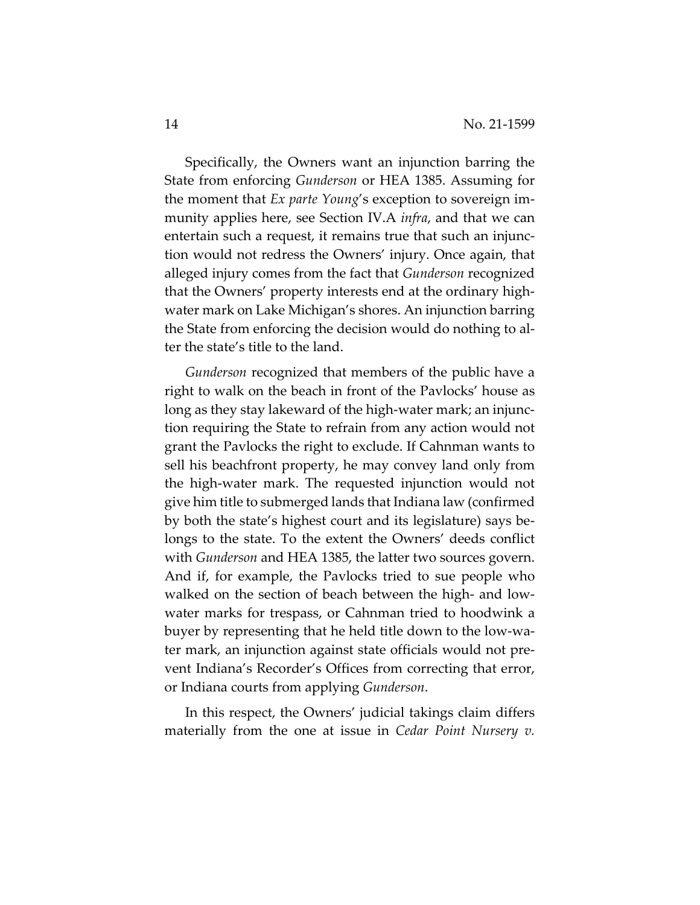Specifically, the Owners want an injunction barring the State from enforcing *Gunderson* or HEA 1385. Assuming for the moment that *Ex parte Young*'s exception to sovereign immunity applies here, see Section IV.A *infra*, and that we can entertain such a request, it remains true that such an injunction would not redress the Owners' injury. Once again, that alleged injury comes from the fact that *Gunderson* recognized that the Owners' property interests end at the ordinary high-water mark on Lake Michigan's shores. An injunction barring the State from enforcing the decision would do nothing to alter the state's title to the land.

*Gunderson* recognized that members of the public have a right to walk on the beach in front of the Pavlocks' house as long as they stay lakeward of the high-water mark; an injunction requiring the State to refrain from any action would not grant the Pavlocks the right to exclude. If Cahnman wants to sell his beachfront property, he may convey land only from the high-water mark. The requested injunction would not give him title to submerged lands that Indiana law (confirmed by both the state's highest court and its legislature) says belongs to the state. To the extent the Owners' deeds conflict with *Gunderson* and HEA 1385, the latter two sources govern. And if, for example, the Pavlocks tried to sue people who walked on the section of beach between the high- and low-water marks for trespass, or Cahnman tried to hoodwink a buyer by representing that he held title down to the low-water mark, an injunction against state officials would not prevent Indiana's Recorder's Offices from correcting that error, or Indiana courts from applying *Gunderson*.

In this respect, the Owners' judicial takings claim differs materially from the one at issue in *Cedar Point Nursery v.*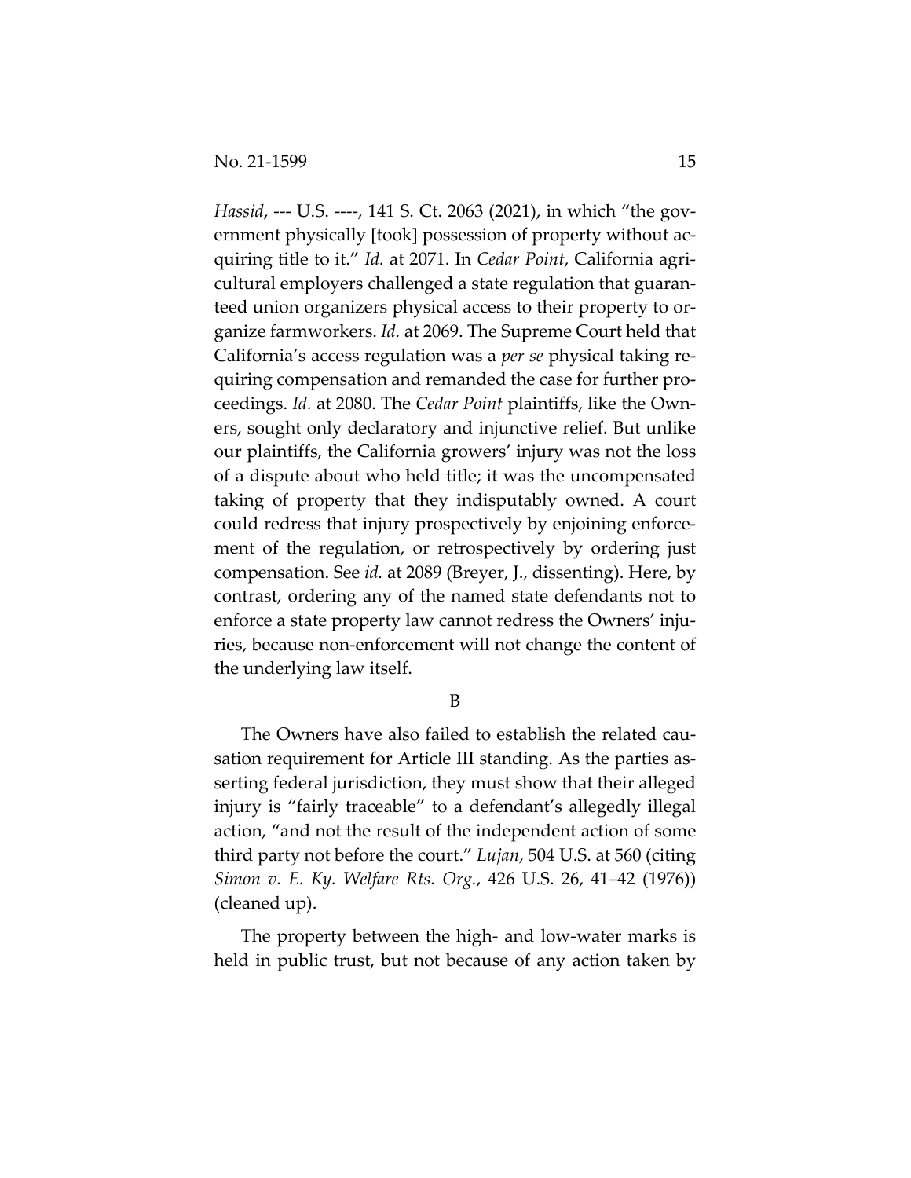*Hassid*, --- U.S. ----, 141 S. Ct. 2063 (2021), in which "the government physically [took] possession of property without acquiring title to it." *Id.* at 2071. In *Cedar Point*, California agricultural employers challenged a state regulation that guaranteed union organizers physical access to their property to organize farmworkers. *Id.* at 2069. The Supreme Court held that California's access regulation was a *per se* physical taking requiring compensation and remanded the case for further proceedings. *Id.* at 2080. The *Cedar Point* plaintiffs, like the Owners, sought only declaratory and injunctive relief. But unlike our plaintiffs, the California growers' injury was not the loss of a dispute about who held title; it was the uncompensated taking of property that they indisputably owned. A court could redress that injury prospectively by enjoining enforcement of the regulation, or retrospectively by ordering just compensation. See *id.* at 2089 (Breyer, J., dissenting). Here, by contrast, ordering any of the named state defendants not to enforce a state property law cannot redress the Owners' injuries, because non-enforcement will not change the content of the underlying law itself.

B

The Owners have also failed to establish the related causation requirement for Article III standing. As the parties asserting federal jurisdiction, they must show that their alleged injury is "fairly traceable" to a defendant's allegedly illegal action, "and not the result of the independent action of some third party not before the court." *Lujan*, 504 U.S. at 560 (citing *Simon v. E. Ky. Welfare Rts. Org.*, 426 U.S. 26, 41–42 (1976)) (cleaned up).

The property between the high- and low-water marks is held in public trust, but not because of any action taken by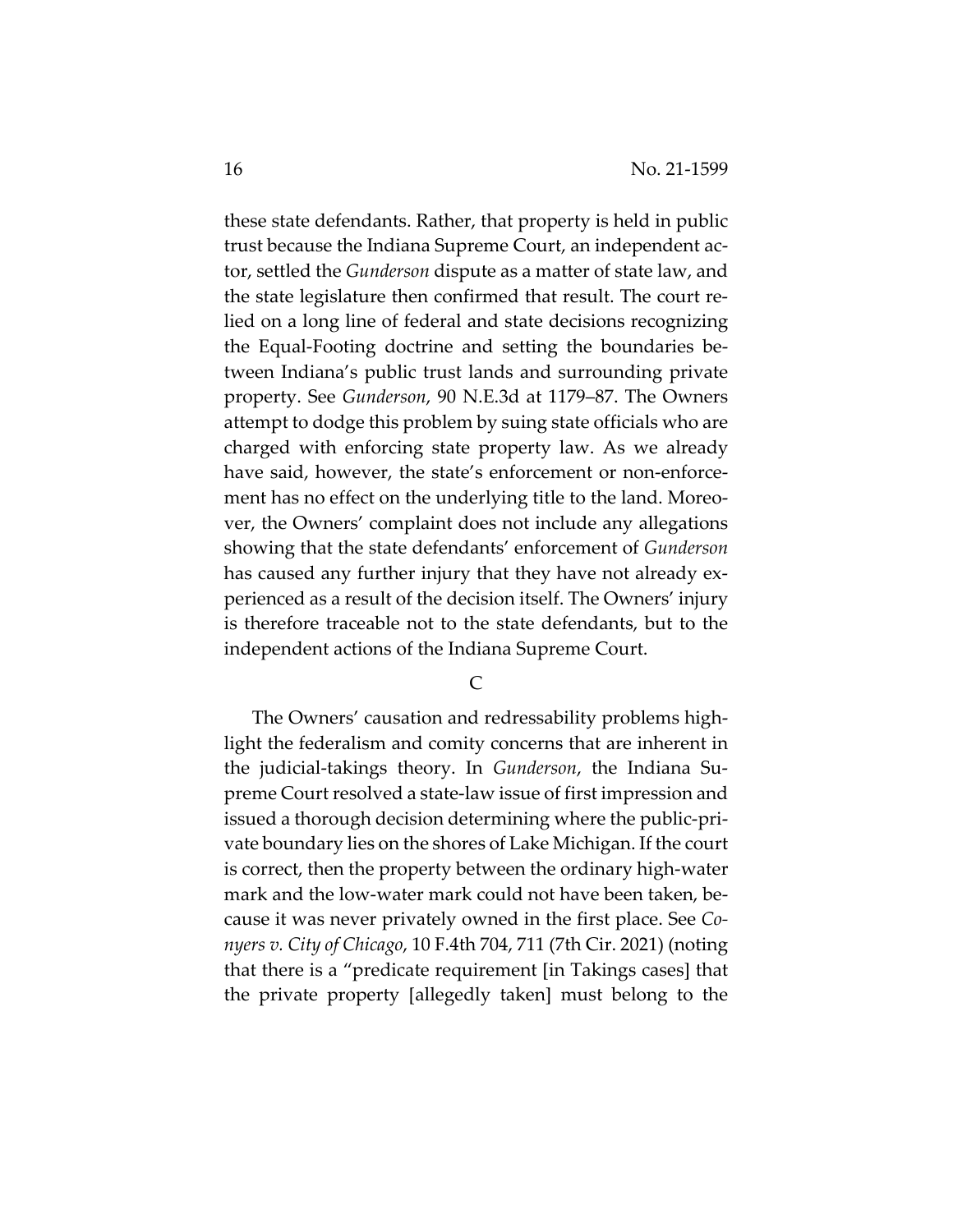these state defendants. Rather, that property is held in public trust because the Indiana Supreme Court, an independent actor, settled the *Gunderson* dispute as a matter of state law, and the state legislature then confirmed that result. The court relied on a long line of federal and state decisions recognizing the Equal-Footing doctrine and setting the boundaries between Indiana's public trust lands and surrounding private property. See *Gunderson*, 90 N.E.3d at 1179–87. The Owners attempt to dodge this problem by suing state officials who are charged with enforcing state property law. As we already have said, however, the state's enforcement or non-enforcement has no effect on the underlying title to the land. Moreover, the Owners' complaint does not include any allegations showing that the state defendants' enforcement of *Gunderson* has caused any further injury that they have not already experienced as a result of the decision itself. The Owners' injury is therefore traceable not to the state defendants, but to the independent actions of the Indiana Supreme Court.

## C

The Owners' causation and redressability problems highlight the federalism and comity concerns that are inherent in the judicial-takings theory. In *Gunderson*, the Indiana Supreme Court resolved a state-law issue of first impression and issued a thorough decision determining where the public-private boundary lies on the shores of Lake Michigan. If the court is correct, then the property between the ordinary high-water mark and the low-water mark could not have been taken, because it was never privately owned in the first place. See *Conyers v. City of Chicago*, 10 F.4th 704, 711 (7th Cir. 2021) (noting that there is a "predicate requirement [in Takings cases] that the private property [allegedly taken] must belong to the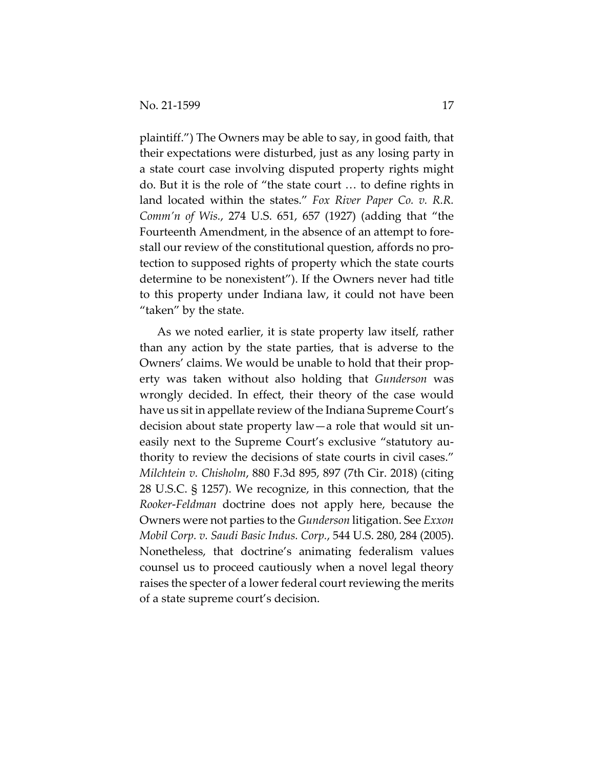plaintiff.") The Owners may be able to say, in good faith, that their expectations were disturbed, just as any losing party in a state court case involving disputed property rights might do. But it is the role of "the state court … to define rights in land located within the states." *Fox River Paper Co. v. R.R. Comm'n of Wis.*, 274 U.S. 651, 657 (1927) (adding that "the Fourteenth Amendment, in the absence of an attempt to forestall our review of the constitutional question, affords no protection to supposed rights of property which the state courts determine to be nonexistent"). If the Owners never had title to this property under Indiana law, it could not have been "taken" by the state.

As we noted earlier, it is state property law itself, rather than any action by the state parties, that is adverse to the Owners' claims. We would be unable to hold that their property was taken without also holding that *Gunderson* was wrongly decided. In effect, their theory of the case would have us sit in appellate review of the Indiana Supreme Court's decision about state property law—a role that would sit uneasily next to the Supreme Court's exclusive "statutory authority to review the decisions of state courts in civil cases." *Milchtein v. Chisholm*, 880 F.3d 895, 897 (7th Cir. 2018) (citing 28 U.S.C. § 1257). We recognize, in this connection, that the *Rooker-Feldman* doctrine does not apply here, because the Owners were not parties to the *Gunderson* litigation. See *Exxon Mobil Corp. v. Saudi Basic Indus. Corp.*, 544 U.S. 280, 284 (2005). Nonetheless, that doctrine's animating federalism values counsel us to proceed cautiously when a novel legal theory raises the specter of a lower federal court reviewing the merits of a state supreme court's decision.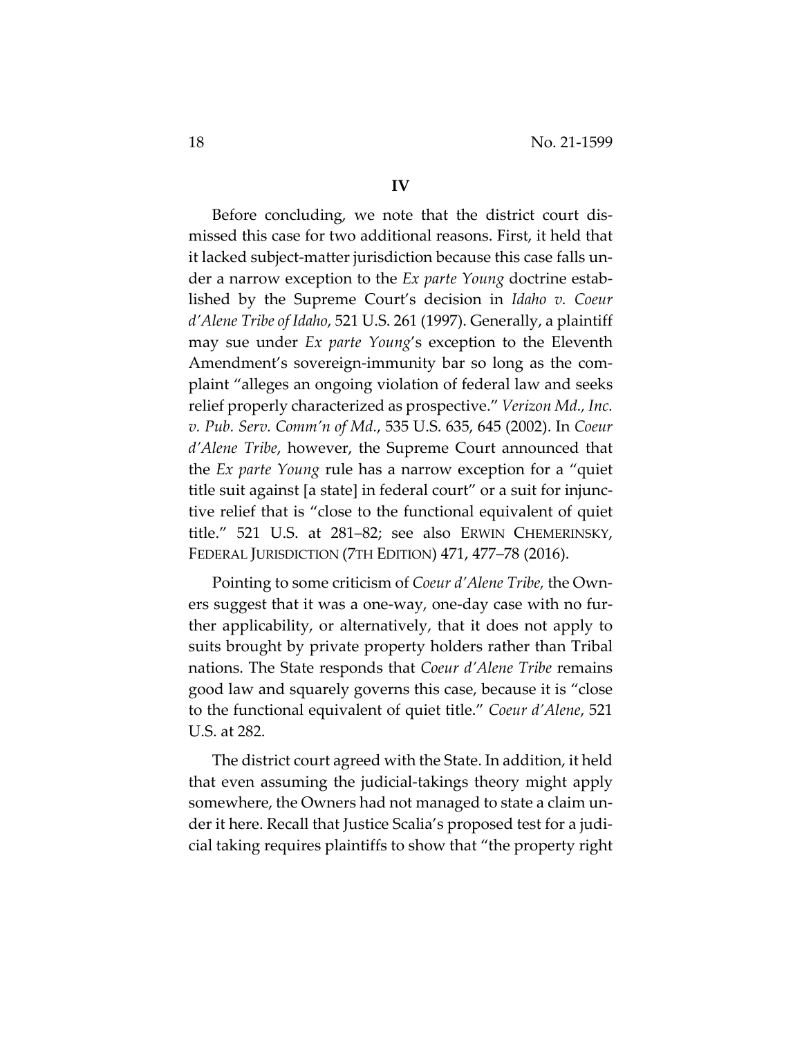## IV

Before concluding, we note that the district court dismissed this case for two additional reasons. First, it held that it lacked subject-matter jurisdiction because this case falls under a narrow exception to the *Ex parte Young* doctrine established by the Supreme Court's decision in *Idaho v. Coeur d'Alene Tribe of Idaho*, 521 U.S. 261 (1997). Generally, a plaintiff may sue under *Ex parte Young*'s exception to the Eleventh Amendment's sovereign-immunity bar so long as the complaint "alleges an ongoing violation of federal law and seeks relief properly characterized as prospective." *Verizon Md., Inc. v. Pub. Serv. Comm'n of Md.*, 535 U.S. 635, 645 (2002). In *Coeur d'Alene Tribe*, however, the Supreme Court announced that the *Ex parte Young* rule has a narrow exception for a "quiet title suit against [a state] in federal court" or a suit for injunctive relief that is "close to the functional equivalent of quiet title." 521 U.S. at 281–82; see also ERWIN CHEMERINSKY, FEDERAL JURISDICTION (7TH EDITION) 471, 477–78 (2016).

Pointing to some criticism of *Coeur d'Alene Tribe,* the Owners suggest that it was a one-way, one-day case with no further applicability, or alternatively, that it does not apply to suits brought by private property holders rather than Tribal nations. The State responds that *Coeur d'Alene Tribe* remains good law and squarely governs this case, because it is "close to the functional equivalent of quiet title." *Coeur d'Alene*, 521 U.S. at 282.

The district court agreed with the State. In addition, it held that even assuming the judicial-takings theory might apply somewhere, the Owners had not managed to state a claim under it here. Recall that Justice Scalia's proposed test for a judicial taking requires plaintiffs to show that "the property right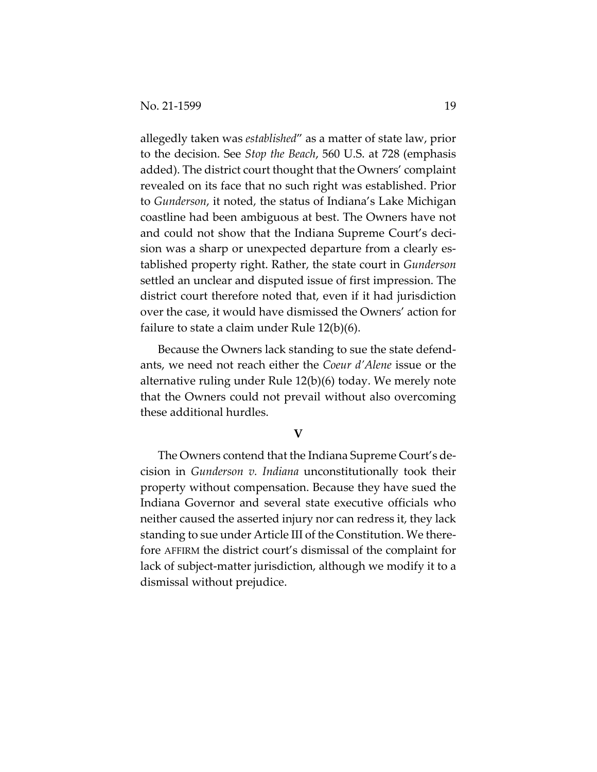allegedly taken was *established*" as a matter of state law, prior to the decision. See *Stop the Beach*, 560 U.S. at 728 (emphasis added). The district court thought that the Owners' complaint revealed on its face that no such right was established. Prior to *Gunderson*, it noted, the status of Indiana's Lake Michigan coastline had been ambiguous at best. The Owners have not and could not show that the Indiana Supreme Court's decision was a sharp or unexpected departure from a clearly established property right. Rather, the state court in *Gunderson* settled an unclear and disputed issue of first impression. The district court therefore noted that, even if it had jurisdiction over the case, it would have dismissed the Owners' action for failure to state a claim under Rule 12(b)(6).

Because the Owners lack standing to sue the state defendants, we need not reach either the *Coeur d'Alene* issue or the alternative ruling under Rule 12(b)(6) today. We merely note that the Owners could not prevail without also overcoming these additional hurdles.

## V

The Owners contend that the Indiana Supreme Court's decision in *Gunderson v. Indiana* unconstitutionally took their property without compensation. Because they have sued the Indiana Governor and several state executive officials who neither caused the asserted injury nor can redress it, they lack standing to sue under Article III of the Constitution. We therefore AFFIRM the district court's dismissal of the complaint for lack of subject-matter jurisdiction, although we modify it to a dismissal without prejudice.